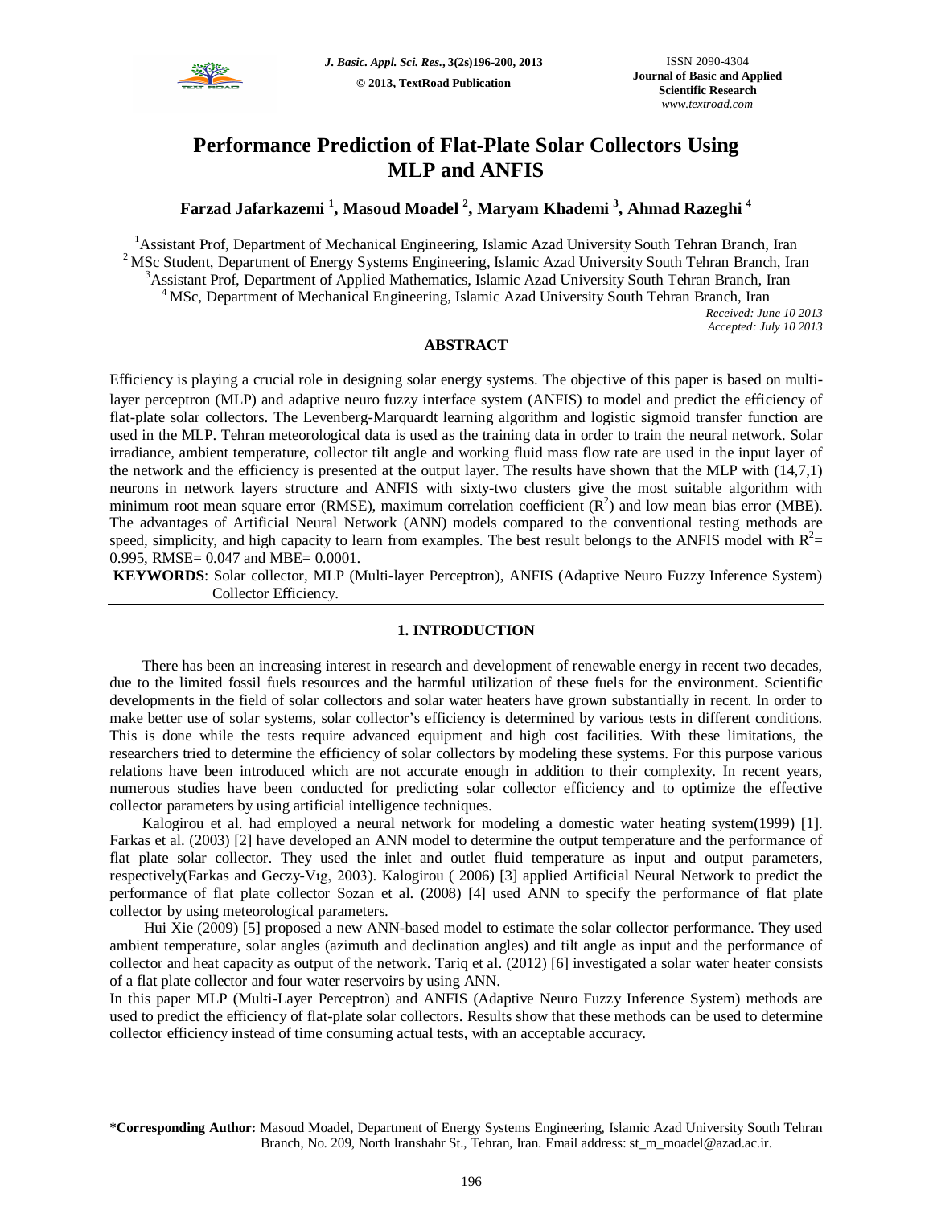# Performance Prediction of Flat-Plate Solar Collectors Using MLP and ANFIS

**Farzad Jafarkazemi [1], Masoud Moadel [2], Maryam Khademi [3], Ahmad Razeghi [4]**

[1]Assistant Prof, Department of Mechanical Engineering, Islamic Azad University South Tehran Branch, Iran
[2] MSc Student, Department of Energy Systems Engineering, Islamic Azad University South Tehran Branch, Iran
[3]Assistant Prof, Department of Applied Mathematics, Islamic Azad University South Tehran Branch, Iran
[4] MSc, Department of Mechanical Engineering, Islamic Azad University South Tehran Branch, Iran

*Received: June 10 2013*
*Accepted: July 10 2013*

## ABSTRACT

Efficiency is playing a crucial role in designing solar energy systems. The objective of this paper is based on multi-layer perceptron (MLP) and adaptive neuro fuzzy interface system (ANFIS) to model and predict the efficiency of flat-plate solar collectors. The Levenberg-Marquardt learning algorithm and logistic sigmoid transfer function are used in the MLP. Tehran meteorological data is used as the training data in order to train the neural network. Solar irradiance, ambient temperature, collector tilt angle and working fluid mass flow rate are used in the input layer of the network and the efficiency is presented at the output layer. The results have shown that the MLP with (14,7,1) neurons in network layers structure and ANFIS with sixty-two clusters give the most suitable algorithm with minimum root mean square error (RMSE), maximum correlation coefficient ($R^2$) and low mean bias error (MBE). The advantages of Artificial Neural Network (ANN) models compared to the conventional testing methods are speed, simplicity, and high capacity to learn from examples. The best result belongs to the ANFIS model with $R^2$= 0.995, RMSE= 0.047 and MBE= 0.0001.

**KEYWORDS**: Solar collector, MLP (Multi-layer Perceptron), ANFIS (Adaptive Neuro Fuzzy Inference System) Collector Efficiency.

## 1. INTRODUCTION

There has been an increasing interest in research and development of renewable energy in recent two decades, due to the limited fossil fuels resources and the harmful utilization of these fuels for the environment. Scientific developments in the field of solar collectors and solar water heaters have grown substantially in recent. In order to make better use of solar systems, solar collector's efficiency is determined by various tests in different conditions. This is done while the tests require advanced equipment and high cost facilities. With these limitations, the researchers tried to determine the efficiency of solar collectors by modeling these systems. For this purpose various relations have been introduced which are not accurate enough in addition to their complexity. In recent years, numerous studies have been conducted for predicting solar collector efficiency and to optimize the effective collector parameters by using artificial intelligence techniques.

Kalogirou et al. had employed a neural network for modeling a domestic water heating system(1999) [1]. Farkas et al. (2003) [2] have developed an ANN model to determine the output temperature and the performance of flat plate solar collector. They used the inlet and outlet fluid temperature as input and output parameters, respectively(Farkas and Geczy-Vıg, 2003). Kalogirou ( 2006) [3] applied Artificial Neural Network to predict the performance of flat plate collector Sozan et al. (2008) [4] used ANN to specify the performance of flat plate collector by using meteorological parameters.

Hui Xie (2009) [5] proposed a new ANN-based model to estimate the solar collector performance. They used ambient temperature, solar angles (azimuth and declination angles) and tilt angle as input and the performance of collector and heat capacity as output of the network. Tariq et al. (2012) [6] investigated a solar water heater consists of a flat plate collector and four water reservoirs by using ANN.

In this paper MLP (Multi-Layer Perceptron) and ANFIS (Adaptive Neuro Fuzzy Inference System) methods are used to predict the efficiency of flat-plate solar collectors. Results show that these methods can be used to determine collector efficiency instead of time consuming actual tests, with an acceptable accuracy.

**\*Corresponding Author:** Masoud Moadel, Department of Energy Systems Engineering, Islamic Azad University South Tehran Branch, No. 209, North Iranshahr St., Tehran, Iran. Email address: st_m_moadel@azad.ac.ir.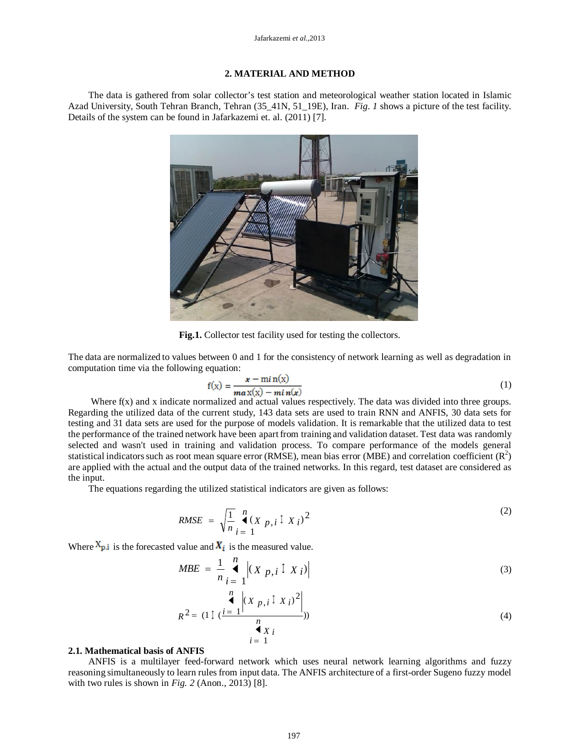## 2. MATERIAL AND METHOD

The data is gathered from solar collector's test station and meteorological weather station located in Islamic Azad University, South Tehran Branch, Tehran (35_41N, 51_19E), Iran. *Fig. 1* shows a picture of the test facility. Details of the system can be found in Jafarkazemi et. al. (2011) [7].

**Fig.1.** Collector test facility used for testing the collectors.

The data are normalized to values between 0 and 1 for the consistency of network learning as well as degradation in computation time via the following equation:

$$f(x) = \frac{x - \min(x)}{\max(x) - \min(x)} \tag{1}$$

Where f(x) and x indicate normalized and actual values respectively. The data was divided into three groups. Regarding the utilized data of the current study, 143 data sets are used to train RNN and ANFIS, 30 data sets for testing and 31 data sets are used for the purpose of models validation. It is remarkable that the utilized data to test the performance of the trained network have been apart from training and validation dataset. Test data was randomly selected and wasn't used in training and validation process. To compare performance of the models general statistical indicators such as root mean square error (RMSE), mean bias error (MBE) and correlation coefficient ($R^2$) are applied with the actual and the output data of the trained networks. In this regard, test dataset are considered as the input.

The equations regarding the utilized statistical indicators are given as follows:

$$RMSE = \sqrt{\frac{1}{n}\sum_{i=1}^{n}(X_{p,i} - X_i)^2} \tag{2}$$

Where $X_{p,i}$ is the forecasted value and $X_i$ is the measured value.

$$MBE = \frac{1}{n}\sum_{i=1}^{n}\left|(X_{p,i} - X_i)\right| \tag{3}$$

$$R^2 = (1 - (\frac{\sum_{i=1}^{n}\left|(X_{p,i} - X_i)^2\right|}{\sum_{i=1}^{n} X_i})) \tag{4}$$

### 2.1. Mathematical basis of ANFIS

ANFIS is a multilayer feed-forward network which uses neural network learning algorithms and fuzzy reasoning simultaneously to learn rules from input data. The ANFIS architecture of a first-order Sugeno fuzzy model with two rules is shown in *Fig. 2* (Anon., 2013) [8].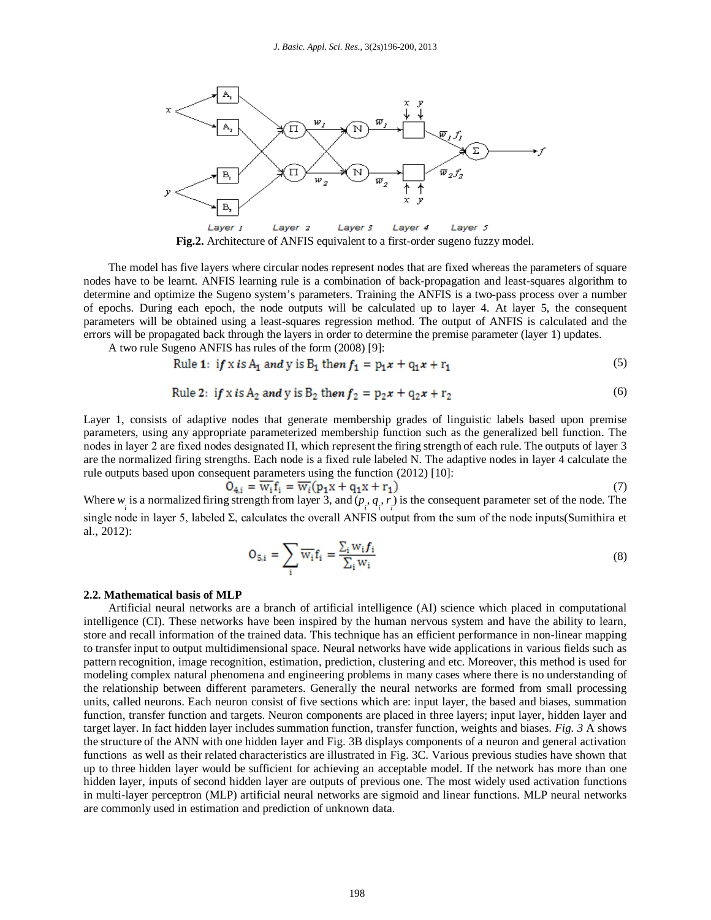Fig.2. Architecture of ANFIS equivalent to a first-order sugeno fuzzy model.

The model has five layers where circular nodes represent nodes that are fixed whereas the parameters of square nodes have to be learnt. ANFIS learning rule is a combination of back-propagation and least-squares algorithm to determine and optimize the Sugeno system's parameters. Training the ANFIS is a two-pass process over a number of epochs. During each epoch, the node outputs will be calculated up to layer 4. At layer 5, the consequent parameters will be obtained using a least-squares regression method. The output of ANFIS is calculated and the errors will be propagated back through the layers in order to determine the premise parameter (layer 1) updates.

A two rule Sugeno ANFIS has rules of the form (2008) [9]:

$$\text{Rule 1: } if\ x\ is\ A_1\ and\ y\ is\ B_1\ then\ f_1 = p_1x + q_1x + r_1 \tag{5}$$

$$\text{Rule 2: } if\ x\ is\ A_2\ and\ y\ is\ B_2\ then\ f_2 = p_2x + q_2x + r_2 \tag{6}$$

Layer 1, consists of adaptive nodes that generate membership grades of linguistic labels based upon premise parameters, using any appropriate parameterized membership function such as the generalized bell function. The nodes in layer 2 are fixed nodes designated Π, which represent the firing strength of each rule. The outputs of layer 3 are the normalized firing strengths. Each node is a fixed rule labeled N. The adaptive nodes in layer 4 calculate the rule outputs based upon consequent parameters using the function (2012) [10]:

$$O_{4,i} = \overline{w_i}f_i = \overline{w_i}(p_1x + q_1x + r_1) \tag{7}$$

Where $w_i$ is a normalized firing strength from layer 3, and ($p_i$, $q_i$, $r_i$) is the consequent parameter set of the node. The single node in layer 5, labeled Σ, calculates the overall ANFIS output from the sum of the node inputs(Sumithira et al., 2012):

$$O_{5,i} = \sum_i \overline{w_i}f_i = \frac{\sum_i w_i f_i}{\sum_i w_i} \tag{8}$$

### 2.2. Mathematical basis of MLP

Artificial neural networks are a branch of artificial intelligence (AI) science which placed in computational intelligence (CI). These networks have been inspired by the human nervous system and have the ability to learn, store and recall information of the trained data. This technique has an efficient performance in non-linear mapping to transfer input to output multidimensional space. Neural networks have wide applications in various fields such as pattern recognition, image recognition, estimation, prediction, clustering and etc. Moreover, this method is used for modeling complex natural phenomena and engineering problems in many cases where there is no understanding of the relationship between different parameters. Generally the neural networks are formed from small processing units, called neurons. Each neuron consist of five sections which are: input layer, the based and biases, summation function, transfer function and targets. Neuron components are placed in three layers; input layer, hidden layer and target layer. In fact hidden layer includes summation function, transfer function, weights and biases. *Fig. 3* A shows the structure of the ANN with one hidden layer and Fig. 3B displays components of a neuron and general activation functions as well as their related characteristics are illustrated in Fig. 3C. Various previous studies have shown that up to three hidden layer would be sufficient for achieving an acceptable model. If the network has more than one hidden layer, inputs of second hidden layer are outputs of previous one. The most widely used activation functions in multi-layer perceptron (MLP) artificial neural networks are sigmoid and linear functions. MLP neural networks are commonly used in estimation and prediction of unknown data.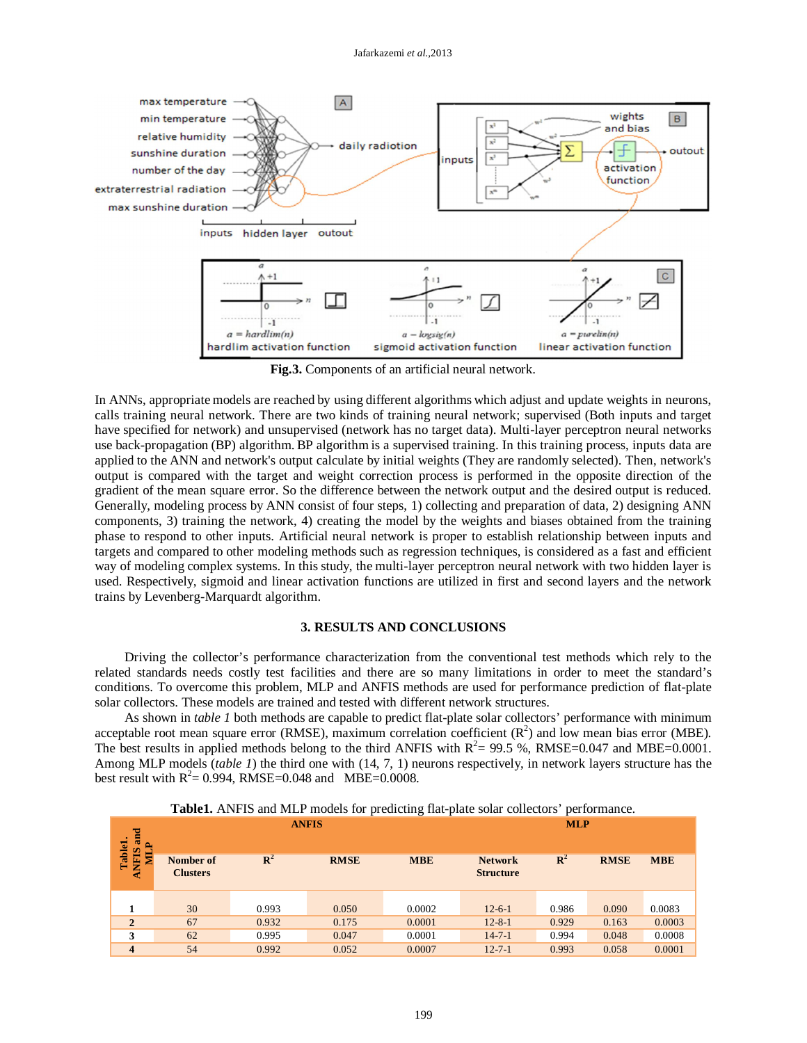Fig.3. Components of an artificial neural network.

In ANNs, appropriate models are reached by using different algorithms which adjust and update weights in neurons, calls training neural network. There are two kinds of training neural network; supervised (Both inputs and target have specified for network) and unsupervised (network has no target data). Multi-layer perceptron neural networks use back-propagation (BP) algorithm. BP algorithm is a supervised training. In this training process, inputs data are applied to the ANN and network's output calculate by initial weights (They are randomly selected). Then, network's output is compared with the target and weight correction process is performed in the opposite direction of the gradient of the mean square error. So the difference between the network output and the desired output is reduced. Generally, modeling process by ANN consist of four steps, 1) collecting and preparation of data, 2) designing ANN components, 3) training the network, 4) creating the model by the weights and biases obtained from the training phase to respond to other inputs. Artificial neural network is proper to establish relationship between inputs and targets and compared to other modeling methods such as regression techniques, is considered as a fast and efficient way of modeling complex systems. In this study, the multi-layer perceptron neural network with two hidden layer is used. Respectively, sigmoid and linear activation functions are utilized in first and second layers and the network trains by Levenberg-Marquardt algorithm.

## 3. RESULTS AND CONCLUSIONS

Driving the collector's performance characterization from the conventional test methods which rely to the related standards needs costly test facilities and there are so many limitations in order to meet the standard's conditions. To overcome this problem, MLP and ANFIS methods are used for performance prediction of flat-plate solar collectors. These models are trained and tested with different network structures.

As shown in *table 1* both methods are capable to predict flat-plate solar collectors' performance with minimum acceptable root mean square error (RMSE), maximum correlation coefficient ($R^2$) and low mean bias error (MBE). The best results in applied methods belong to the third ANFIS with $R^2$= 99.5 %, RMSE=0.047 and MBE=0.0001. Among MLP models (*table 1*) the third one with (14, 7, 1) neurons respectively, in network layers structure has the best result with $R^2$= 0.994, RMSE=0.048 and MBE=0.0008.

**Table1.** ANFIS and MLP models for predicting flat-plate solar collectors' performance.

| Table1. ANFIS and MLP | ANFIS | | | | MLP | | | |
|---|---|---|---|---|---|---|---|---|
| | Nomber of Clusters | $R^2$ | RMSE | MBE | Network Structure | $R^2$ | RMSE | MBE |
| 1 | 30 | 0.993 | 0.050 | 0.0002 | 12-6-1 | 0.986 | 0.090 | 0.0083 |
| 2 | 67 | 0.932 | 0.175 | 0.0001 | 12-8-1 | 0.929 | 0.163 | 0.0003 |
| 3 | 62 | 0.995 | 0.047 | 0.0001 | 14-7-1 | 0.994 | 0.048 | 0.0008 |
| 4 | 54 | 0.992 | 0.052 | 0.0007 | 12-7-1 | 0.993 | 0.058 | 0.0001 |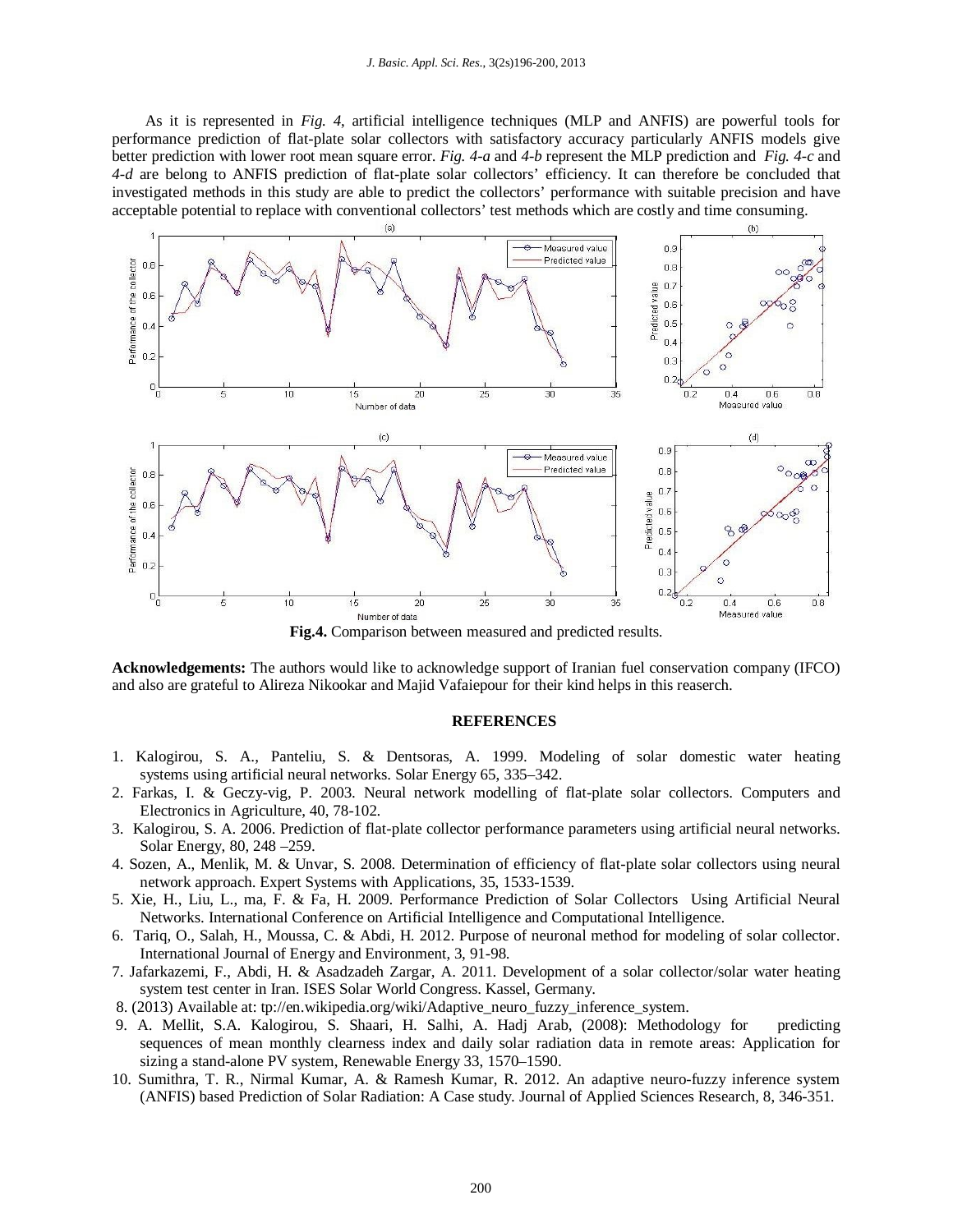As it is represented in *Fig. 4*, artificial intelligence techniques (MLP and ANFIS) are powerful tools for performance prediction of flat-plate solar collectors with satisfactory accuracy particularly ANFIS models give better prediction with lower root mean square error. *Fig. 4-a* and *4-b* represent the MLP prediction and *Fig. 4-c* and *4-d* are belong to ANFIS prediction of flat-plate solar collectors' efficiency. It can therefore be concluded that investigated methods in this study are able to predict the collectors' performance with suitable precision and have acceptable potential to replace with conventional collectors' test methods which are costly and time consuming.

(a)

Measured value
Predicted value

Performance of the collector

Number of data

(b)

Predicted value

Measured value

(c)

Measured value
Predicted value

Performance of the collector

Number of data

(d)

Predicted value

Measured value

**Fig.4.** Comparison between measured and predicted results.

**Acknowledgements:** The authors would like to acknowledge support of Iranian fuel conservation company (IFCO) and also are grateful to Alireza Nikookar and Majid Vafaiepour for their kind helps in this reaserch.

## REFERENCES

1. Kalogirou, S. A., Panteliu, S. & Dentsoras, A. 1999. Modeling of solar domestic water heating systems using artificial neural networks. Solar Energy 65, 335–342.
2. Farkas, I. & Geczy-vig, P. 2003. Neural network modelling of flat-plate solar collectors. Computers and Electronics in Agriculture, 40, 78-102.
3. Kalogirou, S. A. 2006. Prediction of flat-plate collector performance parameters using artificial neural networks. Solar Energy, 80, 248 –259.
4. Sozen, A., Menlik, M. & Unvar, S. 2008. Determination of efficiency of flat-plate solar collectors using neural network approach. Expert Systems with Applications, 35, 1533-1539.
5. Xie, H., Liu, L., ma, F. & Fa, H. 2009. Performance Prediction of Solar Collectors Using Artificial Neural Networks. International Conference on Artificial Intelligence and Computational Intelligence.
6. Tariq, O., Salah, H., Moussa, C. & Abdi, H. 2012. Purpose of neuronal method for modeling of solar collector. International Journal of Energy and Environment, 3, 91-98.
7. Jafarkazemi, F., Abdi, H. & Asadzadeh Zargar, A. 2011. Development of a solar collector/solar water heating system test center in Iran. ISES Solar World Congress. Kassel, Germany.
8. (2013) Available at: tp://en.wikipedia.org/wiki/Adaptive_neuro_fuzzy_inference_system.
9. A. Mellit, S.A. Kalogirou, S. Shaari, H. Salhi, A. Hadj Arab, (2008): Methodology for predicting sequences of mean monthly clearness index and daily solar radiation data in remote areas: Application for sizing a stand-alone PV system, Renewable Energy 33, 1570–1590.
10. Sumithra, T. R., Nirmal Kumar, A. & Ramesh Kumar, R. 2012. An adaptive neuro-fuzzy inference system (ANFIS) based Prediction of Solar Radiation: A Case study. Journal of Applied Sciences Research, 8, 346-351.